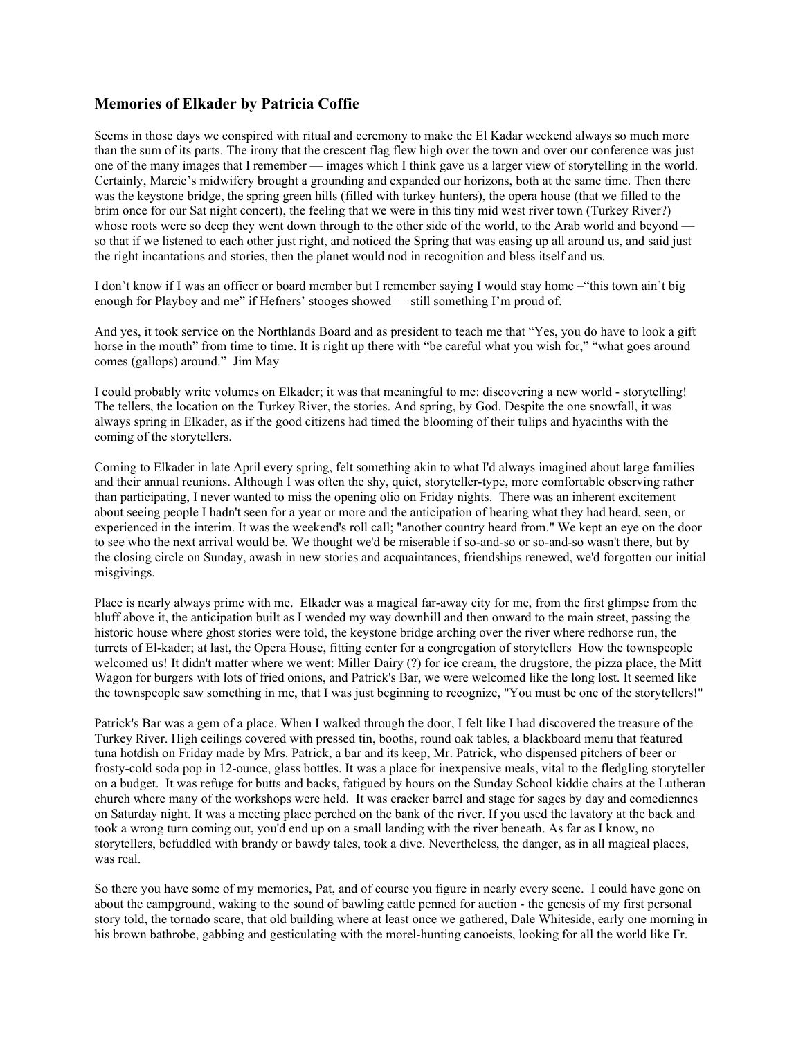## Memories of Elkader by Patricia Coffie

Seems in those days we conspired with ritual and ceremony to make the El Kadar weekend always so much more than the sum of its parts. The irony that the crescent flag flew high over the town and over our conference was just one of the many images that I remember — images which I think gave us a larger view of storytelling in the world. Certainly, Marcie's midwifery brought a grounding and expanded our horizons, both at the same time. Then there was the keystone bridge, the spring green hills (filled with turkey hunters), the opera house (that we filled to the brim once for our Sat night concert), the feeling that we were in this tiny mid west river town (Turkey River?) whose roots were so deep they went down through to the other side of the world, to the Arab world and beyond — so that if we listened to each other just right, and noticed the Spring that was easing up all around us, and said just the right incantations and stories, then the planet would nod in recognition and bless itself and us.

I don't know if I was an officer or board member but I remember saying I would stay home –"this town ain't big enough for Playboy and me" if Hefners' stooges showed — still something I'm proud of.

And yes, it took service on the Northlands Board and as president to teach me that "Yes, you do have to look a gift horse in the mouth" from time to time. It is right up there with "be careful what you wish for," "what goes around comes (gallops) around." Jim May

I could probably write volumes on Elkader; it was that meaningful to me: discovering a new world - storytelling! The tellers, the location on the Turkey River, the stories. And spring, by God. Despite the one snowfall, it was always spring in Elkader, as if the good citizens had timed the blooming of their tulips and hyacinths with the coming of the storytellers.

Coming to Elkader in late April every spring, felt something akin to what I'd always imagined about large families and their annual reunions. Although I was often the shy, quiet, storyteller-type, more comfortable observing rather than participating, I never wanted to miss the opening olio on Friday nights. There was an inherent excitement about seeing people I hadn't seen for a year or more and the anticipation of hearing what they had heard, seen, or experienced in the interim. It was the weekend's roll call; "another country heard from." We kept an eye on the door to see who the next arrival would be. We thought we'd be miserable if so-and-so or so-and-so wasn't there, but by the closing circle on Sunday, awash in new stories and acquaintances, friendships renewed, we'd forgotten our initial misgivings.

Place is nearly always prime with me. Elkader was a magical far-away city for me, from the first glimpse from the bluff above it, the anticipation built as I wended my way downhill and then onward to the main street, passing the historic house where ghost stories were told, the keystone bridge arching over the river where redhorse run, the turrets of El-kader; at last, the Opera House, fitting center for a congregation of storytellers How the townspeople welcomed us! It didn't matter where we went: Miller Dairy (?) for ice cream, the drugstore, the pizza place, the Mitt Wagon for burgers with lots of fried onions, and Patrick's Bar, we were welcomed like the long lost. It seemed like the townspeople saw something in me, that I was just beginning to recognize, "You must be one of the storytellers!"

Patrick's Bar was a gem of a place. When I walked through the door, I felt like I had discovered the treasure of the Turkey River. High ceilings covered with pressed tin, booths, round oak tables, a blackboard menu that featured tuna hotdish on Friday made by Mrs. Patrick, a bar and its keep, Mr. Patrick, who dispensed pitchers of beer or frosty-cold soda pop in 12-ounce, glass bottles. It was a place for inexpensive meals, vital to the fledgling storyteller on a budget. It was refuge for butts and backs, fatigued by hours on the Sunday School kiddie chairs at the Lutheran church where many of the workshops were held. It was cracker barrel and stage for sages by day and comediennes on Saturday night. It was a meeting place perched on the bank of the river. If you used the lavatory at the back and took a wrong turn coming out, you'd end up on a small landing with the river beneath. As far as I know, no storytellers, befuddled with brandy or bawdy tales, took a dive. Nevertheless, the danger, as in all magical places, was real.

So there you have some of my memories, Pat, and of course you figure in nearly every scene. I could have gone on about the campground, waking to the sound of bawling cattle penned for auction - the genesis of my first personal story told, the tornado scare, that old building where at least once we gathered, Dale Whiteside, early one morning in his brown bathrobe, gabbing and gesticulating with the morel-hunting canoeists, looking for all the world like Fr.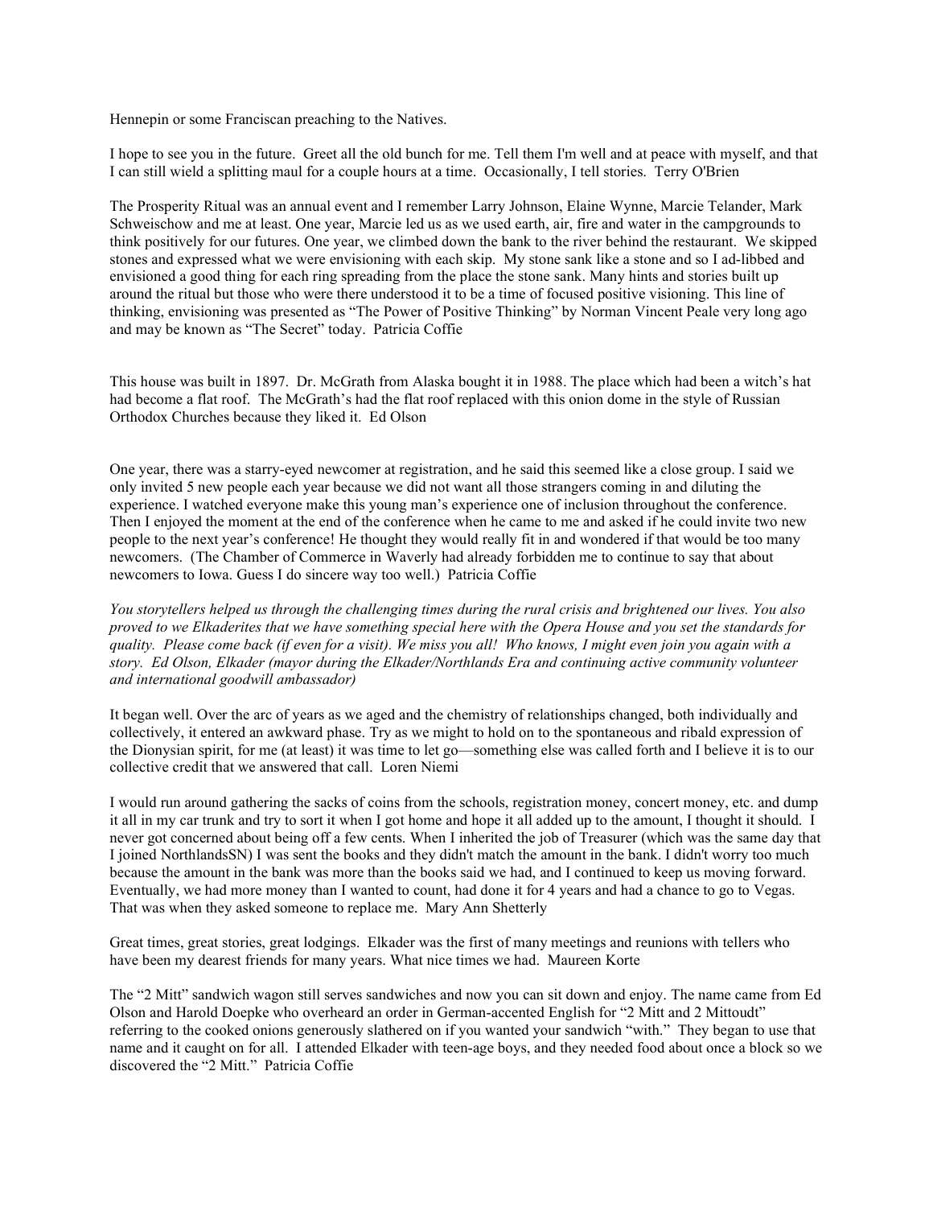Hennepin or some Franciscan preaching to the Natives.

I hope to see you in the future. Greet all the old bunch for me. Tell them I'm well and at peace with myself, and that I can still wield a splitting maul for a couple hours at a time. Occasionally, I tell stories. Terry O'Brien

The Prosperity Ritual was an annual event and I remember Larry Johnson, Elaine Wynne, Marcie Telander, Mark Schweischow and me at least. One year, Marcie led us as we used earth, air, fire and water in the campgrounds to think positively for our futures. One year, we climbed down the bank to the river behind the restaurant. We skipped stones and expressed what we were envisioning with each skip. My stone sank like a stone and so I ad-libbed and envisioned a good thing for each ring spreading from the place the stone sank. Many hints and stories built up around the ritual but those who were there understood it to be a time of focused positive visioning. This line of thinking, envisioning was presented as "The Power of Positive Thinking" by Norman Vincent Peale very long ago and may be known as "The Secret" today. Patricia Coffie

This house was built in 1897. Dr. McGrath from Alaska bought it in 1988. The place which had been a witch's hat had become a flat roof. The McGrath's had the flat roof replaced with this onion dome in the style of Russian Orthodox Churches because they liked it. Ed Olson

One year, there was a starry-eyed newcomer at registration, and he said this seemed like a close group. I said we only invited 5 new people each year because we did not want all those strangers coming in and diluting the experience. I watched everyone make this young man's experience one of inclusion throughout the conference. Then I enjoyed the moment at the end of the conference when he came to me and asked if he could invite two new people to the next year's conference! He thought they would really fit in and wondered if that would be too many newcomers. (The Chamber of Commerce in Waverly had already forbidden me to continue to say that about newcomers to Iowa. Guess I do sincere way too well.) Patricia Coffie

*You storytellers helped us through the challenging times during the rural crisis and brightened our lives. You also proved to we Elkaderites that we have something special here with the Opera House and you set the standards for quality. Please come back (if even for a visit). We miss you all! Who knows, I might even join you again with a story. Ed Olson, Elkader (mayor during the Elkader/Northlands Era and continuing active community volunteer and international goodwill ambassador)*

It began well. Over the arc of years as we aged and the chemistry of relationships changed, both individually and collectively, it entered an awkward phase. Try as we might to hold on to the spontaneous and ribald expression of the Dionysian spirit, for me (at least) it was time to let go—something else was called forth and I believe it is to our collective credit that we answered that call. Loren Niemi

I would run around gathering the sacks of coins from the schools, registration money, concert money, etc. and dump it all in my car trunk and try to sort it when I got home and hope it all added up to the amount, I thought it should. I never got concerned about being off a few cents. When I inherited the job of Treasurer (which was the same day that I joined NorthlandsSN) I was sent the books and they didn't match the amount in the bank. I didn't worry too much because the amount in the bank was more than the books said we had, and I continued to keep us moving forward. Eventually, we had more money than I wanted to count, had done it for 4 years and had a chance to go to Vegas. That was when they asked someone to replace me. Mary Ann Shetterly

Great times, great stories, great lodgings. Elkader was the first of many meetings and reunions with tellers who have been my dearest friends for many years. What nice times we had. Maureen Korte

The "2 Mitt" sandwich wagon still serves sandwiches and now you can sit down and enjoy. The name came from Ed Olson and Harold Doepke who overheard an order in German-accented English for "2 Mitt and 2 Mittoudt" referring to the cooked onions generously slathered on if you wanted your sandwich "with." They began to use that name and it caught on for all. I attended Elkader with teen-age boys, and they needed food about once a block so we discovered the "2 Mitt." Patricia Coffie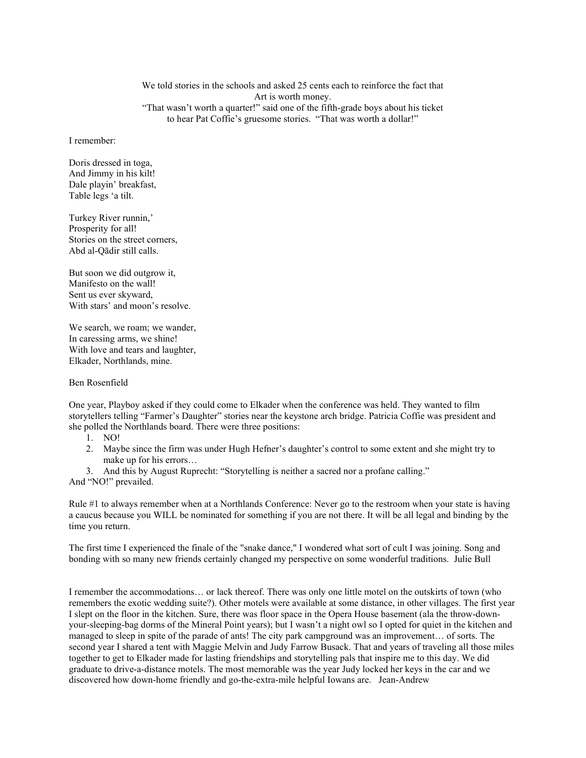We told stories in the schools and asked 25 cents each to reinforce the fact that Art is worth money.
"That wasn't worth a quarter!" said one of the fifth-grade boys about his ticket to hear Pat Coffie's gruesome stories. "That was worth a dollar!"

I remember:

Doris dressed in toga,
And Jimmy in his kilt!
Dale playin' breakfast,
Table legs 'a tilt.

Turkey River runnin,'
Prosperity for all!
Stories on the street corners,
Abd al-Qādir still calls.

But soon we did outgrow it,
Manifesto on the wall!
Sent us ever skyward,
With stars' and moon's resolve.

We search, we roam; we wander,
In caressing arms, we shine!
With love and tears and laughter,
Elkader, Northlands, mine.

Ben Rosenfield

One year, Playboy asked if they could come to Elkader when the conference was held. They wanted to film storytellers telling "Farmer's Daughter" stories near the keystone arch bridge. Patricia Coffie was president and she polled the Northlands board. There were three positions:

1. NO!
2. Maybe since the firm was under Hugh Hefner's daughter's control to some extent and she might try to make up for his errors…
3. And this by August Ruprecht: "Storytelling is neither a sacred nor a profane calling."

And "NO!" prevailed.

Rule #1 to always remember when at a Northlands Conference: Never go to the restroom when your state is having a caucus because you WILL be nominated for something if you are not there. It will be all legal and binding by the time you return.

The first time I experienced the finale of the "snake dance," I wondered what sort of cult I was joining. Song and bonding with so many new friends certainly changed my perspective on some wonderful traditions. Julie Bull

I remember the accommodations… or lack thereof. There was only one little motel on the outskirts of town (who remembers the exotic wedding suite?). Other motels were available at some distance, in other villages. The first year I slept on the floor in the kitchen. Sure, there was floor space in the Opera House basement (ala the throw-down-your-sleeping-bag dorms of the Mineral Point years); but I wasn't a night owl so I opted for quiet in the kitchen and managed to sleep in spite of the parade of ants! The city park campground was an improvement… of sorts. The second year I shared a tent with Maggie Melvin and Judy Farrow Busack. That and years of traveling all those miles together to get to Elkader made for lasting friendships and storytelling pals that inspire me to this day. We did graduate to drive-a-distance motels. The most memorable was the year Judy locked her keys in the car and we discovered how down-home friendly and go-the-extra-mile helpful Iowans are. Jean-Andrew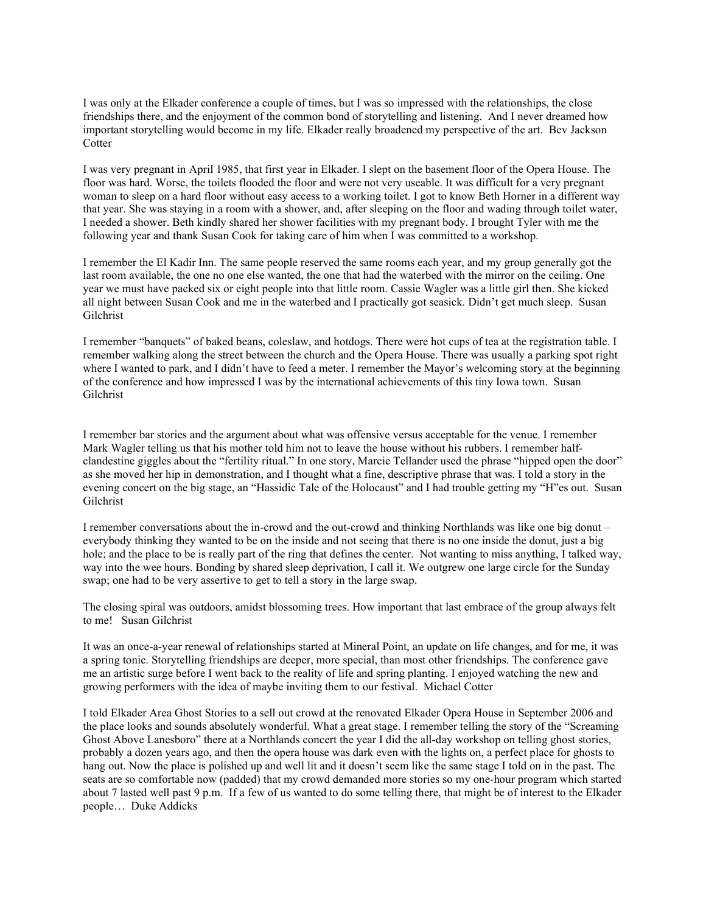I was only at the Elkader conference a couple of times, but I was so impressed with the relationships, the close friendships there, and the enjoyment of the common bond of storytelling and listening. And I never dreamed how important storytelling would become in my life. Elkader really broadened my perspective of the art. Bev Jackson Cotter

I was very pregnant in April 1985, that first year in Elkader. I slept on the basement floor of the Opera House. The floor was hard. Worse, the toilets flooded the floor and were not very useable. It was difficult for a very pregnant woman to sleep on a hard floor without easy access to a working toilet. I got to know Beth Horner in a different way that year. She was staying in a room with a shower, and, after sleeping on the floor and wading through toilet water, I needed a shower. Beth kindly shared her shower facilities with my pregnant body. I brought Tyler with me the following year and thank Susan Cook for taking care of him when I was committed to a workshop.

I remember the El Kadir Inn. The same people reserved the same rooms each year, and my group generally got the last room available, the one no one else wanted, the one that had the waterbed with the mirror on the ceiling. One year we must have packed six or eight people into that little room. Cassie Wagler was a little girl then. She kicked all night between Susan Cook and me in the waterbed and I practically got seasick. Didn't get much sleep. Susan Gilchrist

I remember "banquets" of baked beans, coleslaw, and hotdogs. There were hot cups of tea at the registration table. I remember walking along the street between the church and the Opera House. There was usually a parking spot right where I wanted to park, and I didn't have to feed a meter. I remember the Mayor's welcoming story at the beginning of the conference and how impressed I was by the international achievements of this tiny Iowa town. Susan Gilchrist

I remember bar stories and the argument about what was offensive versus acceptable for the venue. I remember Mark Wagler telling us that his mother told him not to leave the house without his rubbers. I remember half-clandestine giggles about the "fertility ritual." In one story, Marcie Tellander used the phrase "hipped open the door" as she moved her hip in demonstration, and I thought what a fine, descriptive phrase that was. I told a story in the evening concert on the big stage, an "Hassidic Tale of the Holocaust" and I had trouble getting my "H"es out. Susan Gilchrist

I remember conversations about the in-crowd and the out-crowd and thinking Northlands was like one big donut – everybody thinking they wanted to be on the inside and not seeing that there is no one inside the donut, just a big hole; and the place to be is really part of the ring that defines the center. Not wanting to miss anything, I talked way, way into the wee hours. Bonding by shared sleep deprivation, I call it. We outgrew one large circle for the Sunday swap; one had to be very assertive to get to tell a story in the large swap.

The closing spiral was outdoors, amidst blossoming trees. How important that last embrace of the group always felt to me! Susan Gilchrist

It was an once-a-year renewal of relationships started at Mineral Point, an update on life changes, and for me, it was a spring tonic. Storytelling friendships are deeper, more special, than most other friendships. The conference gave me an artistic surge before I went back to the reality of life and spring planting. I enjoyed watching the new and growing performers with the idea of maybe inviting them to our festival. Michael Cotter

I told Elkader Area Ghost Stories to a sell out crowd at the renovated Elkader Opera House in September 2006 and the place looks and sounds absolutely wonderful. What a great stage. I remember telling the story of the "Screaming Ghost Above Lanesboro" there at a Northlands concert the year I did the all-day workshop on telling ghost stories, probably a dozen years ago, and then the opera house was dark even with the lights on, a perfect place for ghosts to hang out. Now the place is polished up and well lit and it doesn't seem like the same stage I told on in the past. The seats are so comfortable now (padded) that my crowd demanded more stories so my one-hour program which started about 7 lasted well past 9 p.m. If a few of us wanted to do some telling there, that might be of interest to the Elkader people… Duke Addicks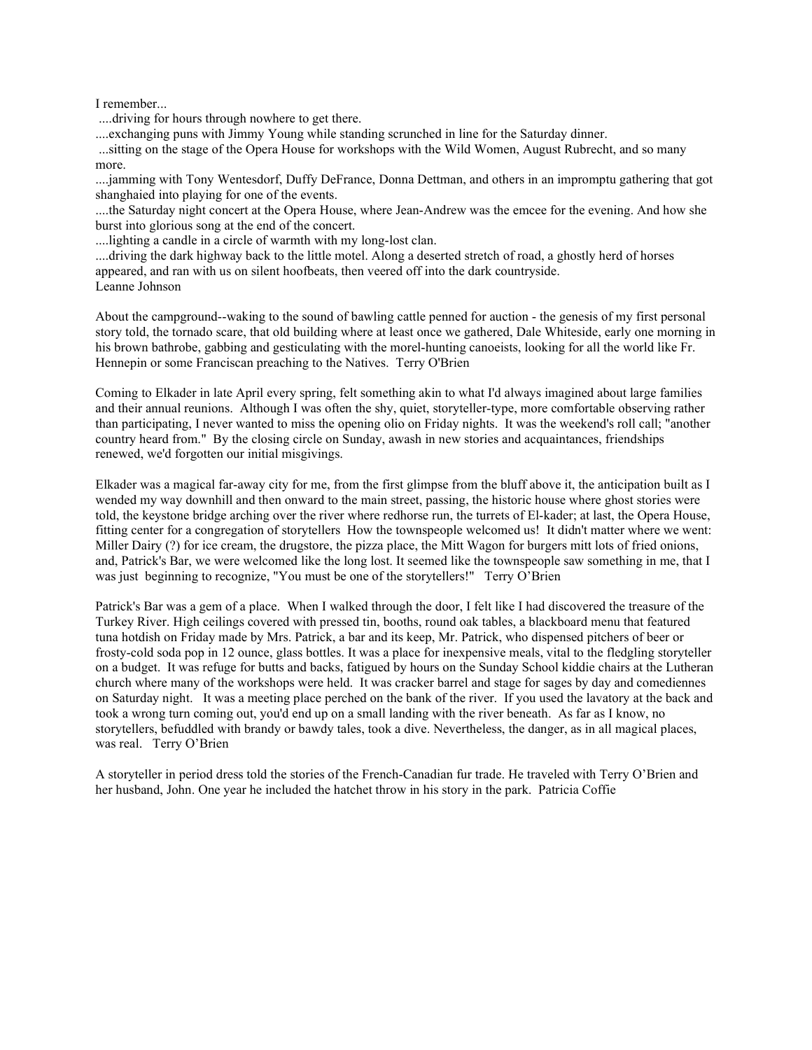I remember...

....driving for hours through nowhere to get there.

....exchanging puns with Jimmy Young while standing scrunched in line for the Saturday dinner.

...sitting on the stage of the Opera House for workshops with the Wild Women, August Rubrecht, and so many more.

....jamming with Tony Wentesdorf, Duffy DeFrance, Donna Dettman, and others in an impromptu gathering that got shanghaied into playing for one of the events.

....the Saturday night concert at the Opera House, where Jean-Andrew was the emcee for the evening. And how she burst into glorious song at the end of the concert.

....lighting a candle in a circle of warmth with my long-lost clan.

....driving the dark highway back to the little motel. Along a deserted stretch of road, a ghostly herd of horses appeared, and ran with us on silent hoofbeats, then veered off into the dark countryside.

Leanne Johnson

About the campground--waking to the sound of bawling cattle penned for auction - the genesis of my first personal story told, the tornado scare, that old building where at least once we gathered, Dale Whiteside, early one morning in his brown bathrobe, gabbing and gesticulating with the morel-hunting canoeists, looking for all the world like Fr. Hennepin or some Franciscan preaching to the Natives. Terry O'Brien

Coming to Elkader in late April every spring, felt something akin to what I'd always imagined about large families and their annual reunions. Although I was often the shy, quiet, storyteller-type, more comfortable observing rather than participating, I never wanted to miss the opening olio on Friday nights. It was the weekend's roll call; "another country heard from." By the closing circle on Sunday, awash in new stories and acquaintances, friendships renewed, we'd forgotten our initial misgivings.

Elkader was a magical far-away city for me, from the first glimpse from the bluff above it, the anticipation built as I wended my way downhill and then onward to the main street, passing, the historic house where ghost stories were told, the keystone bridge arching over the river where redhorse run, the turrets of El-kader; at last, the Opera House, fitting center for a congregation of storytellers How the townspeople welcomed us! It didn't matter where we went: Miller Dairy (?) for ice cream, the drugstore, the pizza place, the Mitt Wagon for burgers mitt lots of fried onions, and, Patrick's Bar, we were welcomed like the long lost. It seemed like the townspeople saw something in me, that I was just beginning to recognize, "You must be one of the storytellers!" Terry O'Brien

Patrick's Bar was a gem of a place. When I walked through the door, I felt like I had discovered the treasure of the Turkey River. High ceilings covered with pressed tin, booths, round oak tables, a blackboard menu that featured tuna hotdish on Friday made by Mrs. Patrick, a bar and its keep, Mr. Patrick, who dispensed pitchers of beer or frosty-cold soda pop in 12 ounce, glass bottles. It was a place for inexpensive meals, vital to the fledgling storyteller on a budget. It was refuge for butts and backs, fatigued by hours on the Sunday School kiddie chairs at the Lutheran church where many of the workshops were held. It was cracker barrel and stage for sages by day and comediennes on Saturday night. It was a meeting place perched on the bank of the river. If you used the lavatory at the back and took a wrong turn coming out, you'd end up on a small landing with the river beneath. As far as I know, no storytellers, befuddled with brandy or bawdy tales, took a dive. Nevertheless, the danger, as in all magical places, was real. Terry O'Brien

A storyteller in period dress told the stories of the French-Canadian fur trade. He traveled with Terry O'Brien and her husband, John. One year he included the hatchet throw in his story in the park. Patricia Coffie